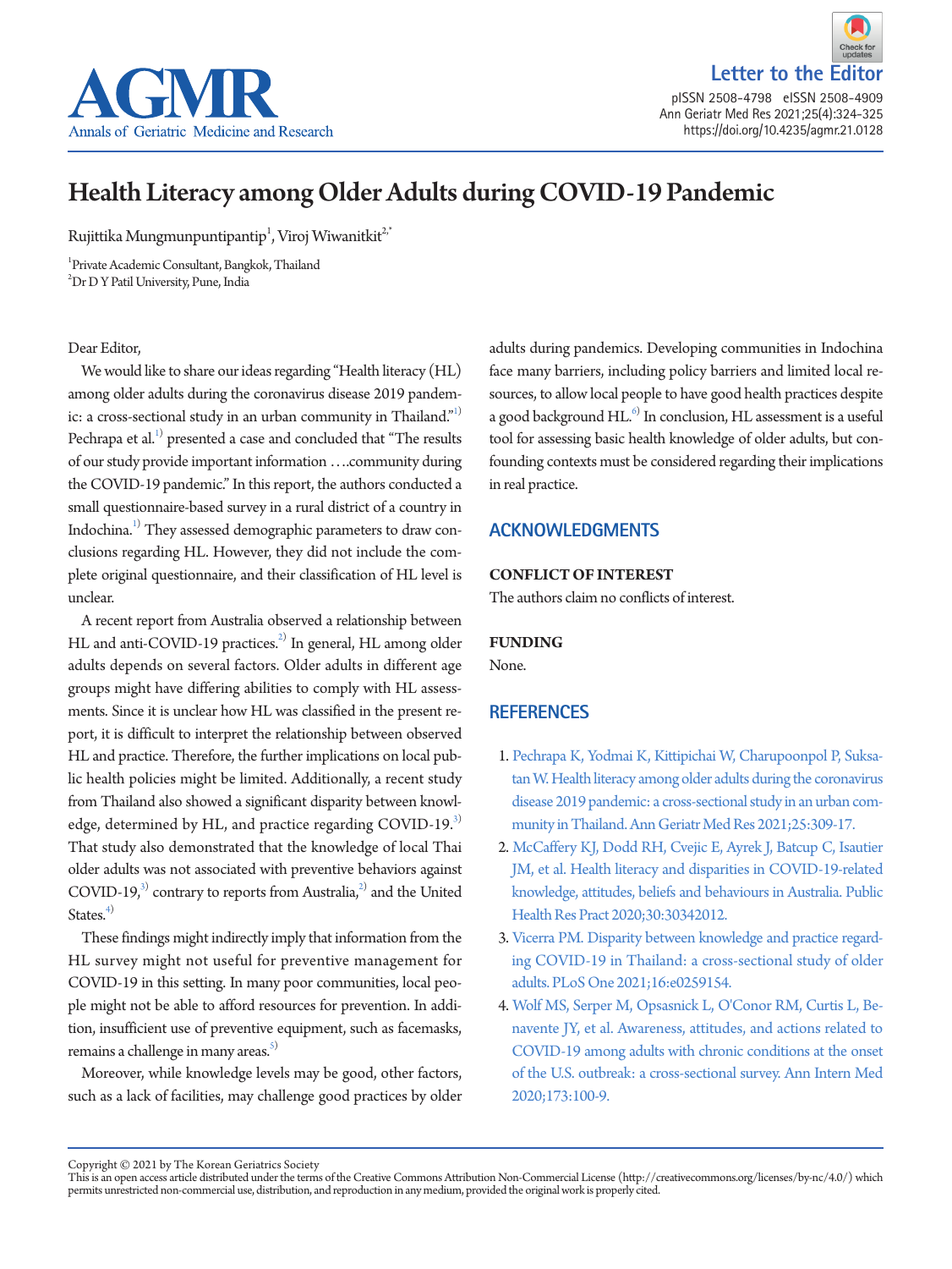Letter to the Editor

# Health Literacy among Older Adults during COVID-19 Pandemic

Rujittika Mungmunpuntipantip[1], Viroj Wiwanitkit[2,*]

[1]Private Academic Consultant, Bangkok, Thailand
[2]Dr D Y Patil University, Pune, India

Dear Editor,

We would like to share our ideas regarding "Health literacy (HL) among older adults during the coronavirus disease 2019 pandemic: a cross-sectional study in an urban community in Thailand."[1] Pechrapa et al.[1] presented a case and concluded that "The results of our study provide important information ….community during the COVID-19 pandemic." In this report, the authors conducted a small questionnaire-based survey in a rural district of a country in Indochina.[1] They assessed demographic parameters to draw conclusions regarding HL. However, they did not include the complete original questionnaire, and their classification of HL level is unclear.

A recent report from Australia observed a relationship between HL and anti-COVID-19 practices.[2] In general, HL among older adults depends on several factors. Older adults in different age groups might have differing abilities to comply with HL assessments. Since it is unclear how HL was classified in the present report, it is difficult to interpret the relationship between observed HL and practice. Therefore, the further implications on local public health policies might be limited. Additionally, a recent study from Thailand also showed a significant disparity between knowledge, determined by HL, and practice regarding COVID-19.[3] That study also demonstrated that the knowledge of local Thai older adults was not associated with preventive behaviors against COVID-19,[3] contrary to reports from Australia,[2] and the United States.[4]

These findings might indirectly imply that information from the HL survey might not useful for preventive management for COVID-19 in this setting. In many poor communities, local people might not be able to afford resources for prevention. In addition, insufficient use of preventive equipment, such as facemasks, remains a challenge in many areas.[5]

Moreover, while knowledge levels may be good, other factors, such as a lack of facilities, may challenge good practices by older adults during pandemics. Developing communities in Indochina face many barriers, including policy barriers and limited local resources, to allow local people to have good health practices despite a good background HL.[6] In conclusion, HL assessment is a useful tool for assessing basic health knowledge of older adults, but confounding contexts must be considered regarding their implications in real practice.

## ACKNOWLEDGMENTS

### CONFLICT OF INTEREST

The authors claim no conflicts of interest.

### FUNDING

None.

## REFERENCES

1. Pechrapa K, Yodmai K, Kittipichai W, Charupoonpol P, Suksatan W. Health literacy among older adults during the coronavirus disease 2019 pandemic: a cross-sectional study in an urban community in Thailand. Ann Geriatr Med Res 2021;25:309-17.
2. McCaffery KJ, Dodd RH, Cvejic E, Ayrek J, Batcup C, Isautier JM, et al. Health literacy and disparities in COVID-19-related knowledge, attitudes, beliefs and behaviours in Australia. Public Health Res Pract 2020;30:30342012.
3. Vicerra PM. Disparity between knowledge and practice regarding COVID-19 in Thailand: a cross-sectional study of older adults. PLoS One 2021;16:e0259154.
4. Wolf MS, Serper M, Opsasnick L, O'Conor RM, Curtis L, Benavente JY, et al. Awareness, attitudes, and actions related to COVID-19 among adults with chronic conditions at the onset of the U.S. outbreak: a cross-sectional survey. Ann Intern Med 2020;173:100-9.

Copyright © 2021 by The Korean Geriatrics Society
This is an open access article distributed under the terms of the Creative Commons Attribution Non-Commercial License (http://creativecommons.org/licenses/by-nc/4.0/) which permits unrestricted non-commercial use, distribution, and reproduction in any medium, provided the original work is properly cited.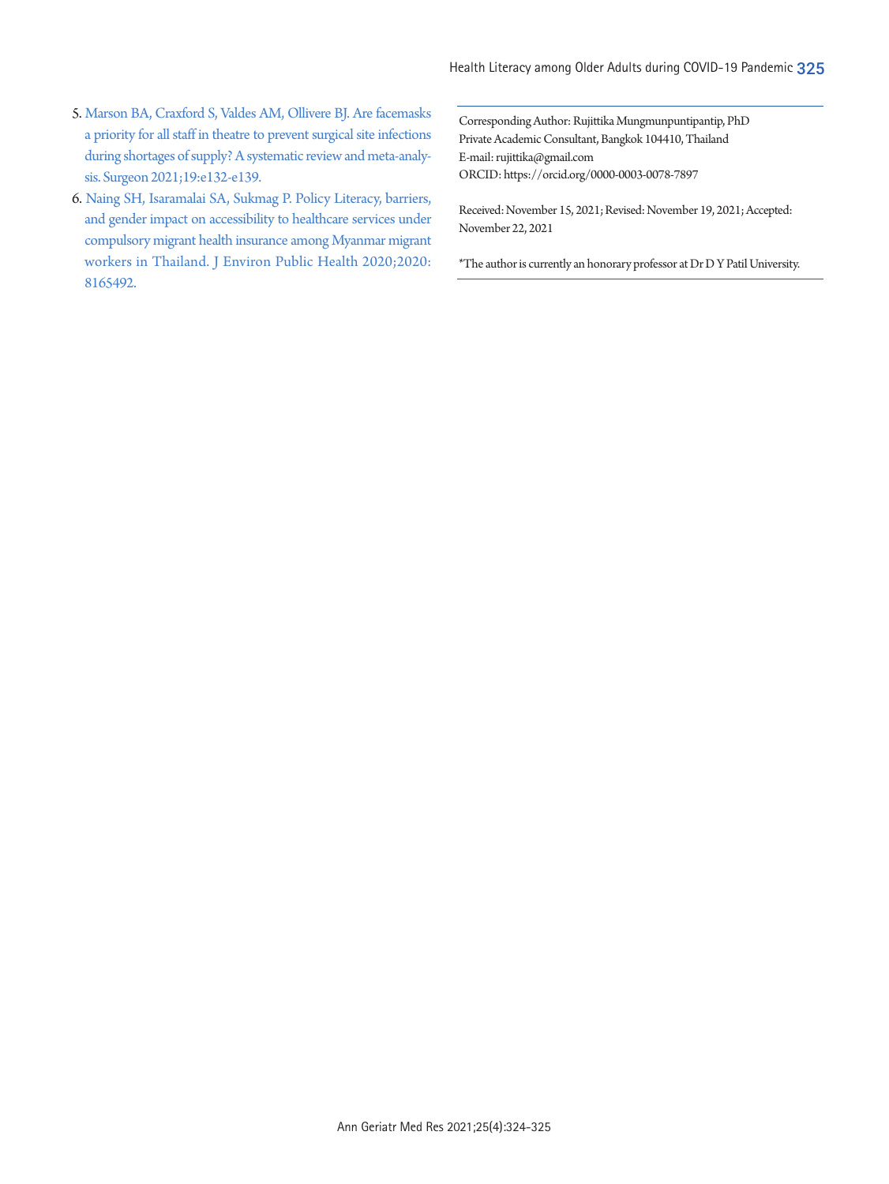5. Marson BA, Craxford S, Valdes AM, Ollivere BJ. Are facemasks a priority for all staff in theatre to prevent surgical site infections during shortages of supply? A systematic review and meta-analysis. Surgeon 2021;19:e132-e139.
6. Naing SH, Isaramalai SA, Sukmag P. Policy Literacy, barriers, and gender impact on accessibility to healthcare services under compulsory migrant health insurance among Myanmar migrant workers in Thailand. J Environ Public Health 2020;2020:8165492.

---

Corresponding Author: Rujittika Mungmunpuntipantip, PhD
Private Academic Consultant, Bangkok 104410, Thailand
E-mail: rujittika@gmail.com
ORCID: https://orcid.org/0000-0003-0078-7897

Received: November 15, 2021; Revised: November 19, 2021; Accepted: November 22, 2021

*The author is currently an honorary professor at Dr D Y Patil University.